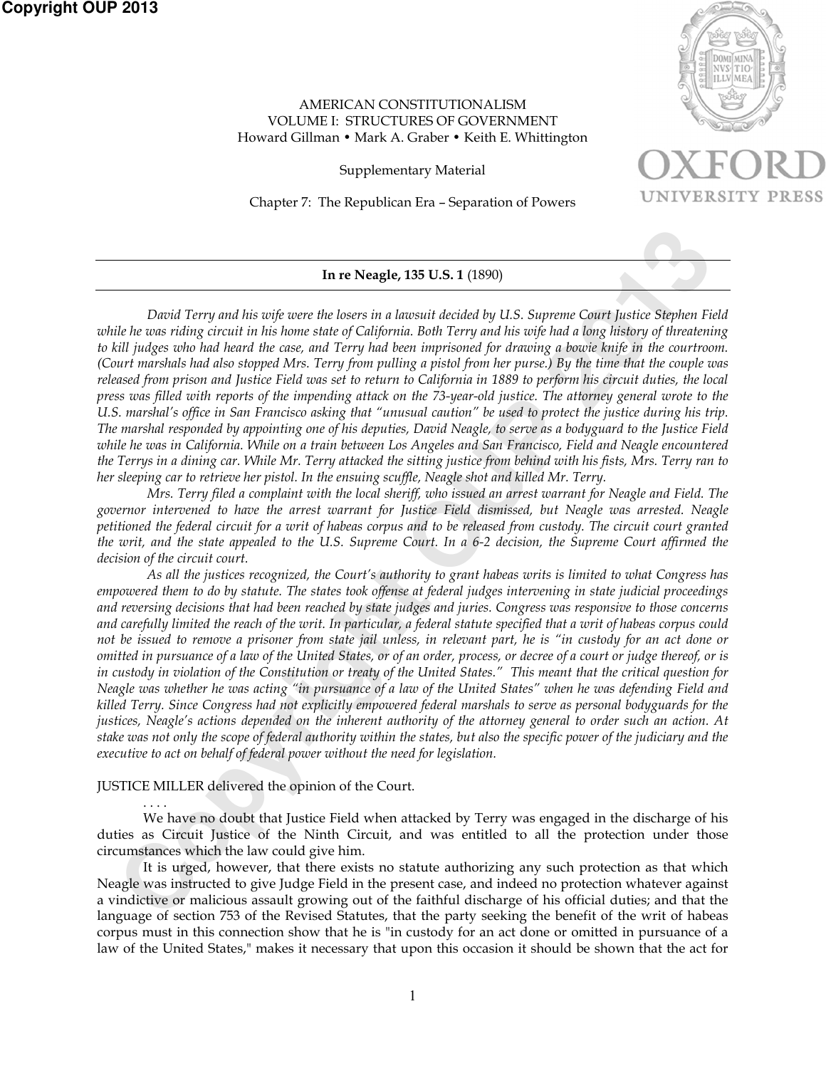AMERICAN CONSTITUTIONALISM
VOLUME I: STRUCTURES OF GOVERNMENT
Howard Gillman • Mark A. Graber • Keith E. Whittington

Supplementary Material

Chapter 7: The Republican Era – Separation of Powers

---

**In re Neagle, 135 U.S. 1** (1890)

---

*David Terry and his wife were the losers in a lawsuit decided by U.S. Supreme Court Justice Stephen Field while he was riding circuit in his home state of California. Both Terry and his wife had a long history of threatening to kill judges who had heard the case, and Terry had been imprisoned for drawing a bowie knife in the courtroom. (Court marshals had also stopped Mrs. Terry from pulling a pistol from her purse.) By the time that the couple was released from prison and Justice Field was set to return to California in 1889 to perform his circuit duties, the local press was filled with reports of the impending attack on the 73-year-old justice. The attorney general wrote to the U.S. marshal's office in San Francisco asking that "unusual caution" be used to protect the justice during his trip. The marshal responded by appointing one of his deputies, David Neagle, to serve as a bodyguard to the Justice Field while he was in California. While on a train between Los Angeles and San Francisco, Field and Neagle encountered the Terrys in a dining car. While Mr. Terry attacked the sitting justice from behind with his fists, Mrs. Terry ran to her sleeping car to retrieve her pistol. In the ensuing scuffle, Neagle shot and killed Mr. Terry.*

*Mrs. Terry filed a complaint with the local sheriff, who issued an arrest warrant for Neagle and Field. The governor intervened to have the arrest warrant for Justice Field dismissed, but Neagle was arrested. Neagle petitioned the federal circuit for a writ of habeas corpus and to be released from custody. The circuit court granted the writ, and the state appealed to the U.S. Supreme Court. In a 6-2 decision, the Supreme Court affirmed the decision of the circuit court.*

*As all the justices recognized, the Court's authority to grant habeas writs is limited to what Congress has empowered them to do by statute. The states took offense at federal judges intervening in state judicial proceedings and reversing decisions that had been reached by state judges and juries. Congress was responsive to those concerns and carefully limited the reach of the writ. In particular, a federal statute specified that a writ of habeas corpus could not be issued to remove a prisoner from state jail unless, in relevant part, he is "in custody for an act done or omitted in pursuance of a law of the United States, or of an order, process, or decree of a court or judge thereof, or is in custody in violation of the Constitution or treaty of the United States." This meant that the critical question for Neagle was whether he was acting "in pursuance of a law of the United States" when he was defending Field and killed Terry. Since Congress had not explicitly empowered federal marshals to serve as personal bodyguards for the justices, Neagle's actions depended on the inherent authority of the attorney general to order such an action. At stake was not only the scope of federal authority within the states, but also the specific power of the judiciary and the executive to act on behalf of federal power without the need for legislation.*

JUSTICE MILLER delivered the opinion of the Court.

. . . .

We have no doubt that Justice Field when attacked by Terry was engaged in the discharge of his duties as Circuit Justice of the Ninth Circuit, and was entitled to all the protection under those circumstances which the law could give him.

It is urged, however, that there exists no statute authorizing any such protection as that which Neagle was instructed to give Judge Field in the present case, and indeed no protection whatever against a vindictive or malicious assault growing out of the faithful discharge of his official duties; and that the language of section 753 of the Revised Statutes, that the party seeking the benefit of the writ of habeas corpus must in this connection show that he is "in custody for an act done or omitted in pursuance of a law of the United States," makes it necessary that upon this occasion it should be shown that the act for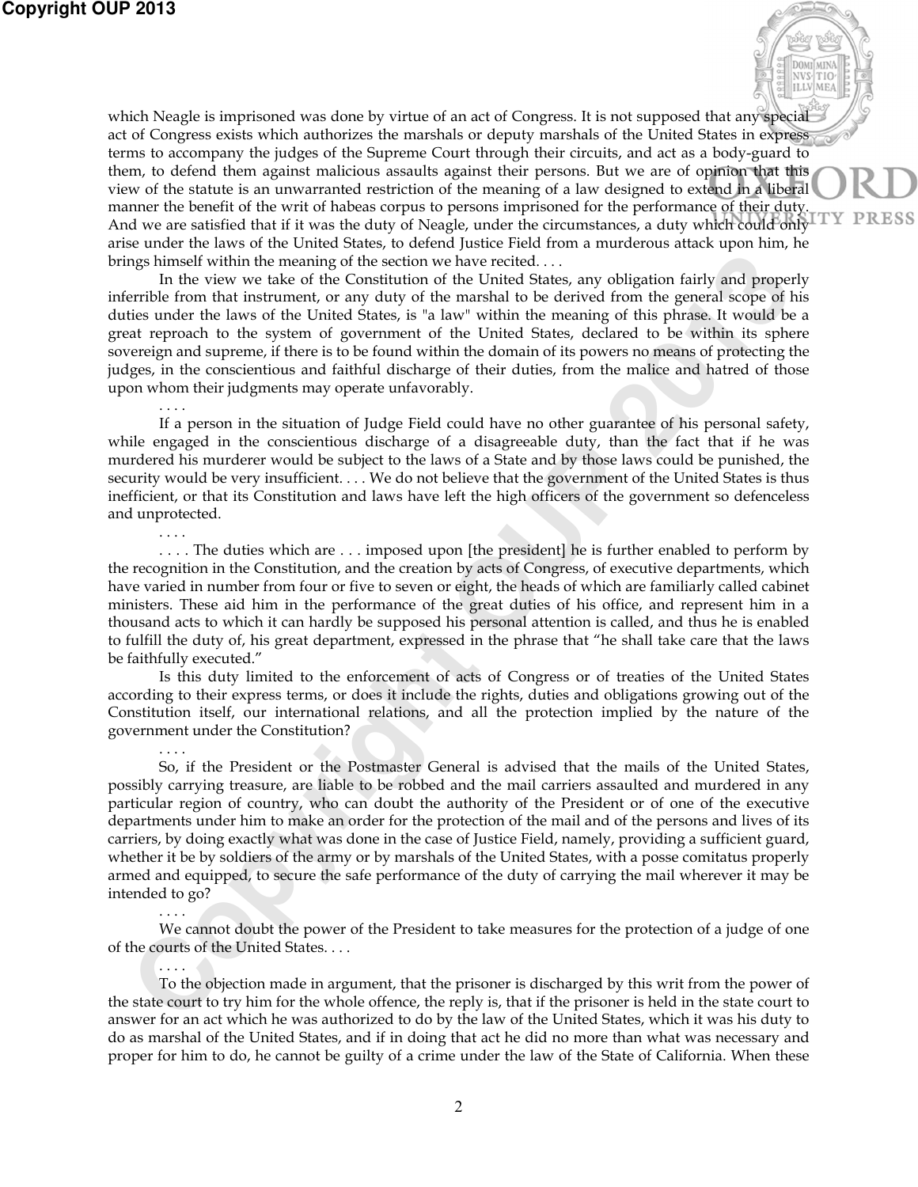which Neagle is imprisoned was done by virtue of an act of Congress. It is not supposed that any special act of Congress exists which authorizes the marshals or deputy marshals of the United States in express terms to accompany the judges of the Supreme Court through their circuits, and act as a body-guard to them, to defend them against malicious assaults against their persons. But we are of opinion that this view of the statute is an unwarranted restriction of the meaning of a law designed to extend in a liberal manner the benefit of the writ of habeas corpus to persons imprisoned for the performance of their duty. And we are satisfied that if it was the duty of Neagle, under the circumstances, a duty which could only arise under the laws of the United States, to defend Justice Field from a murderous attack upon him, he brings himself within the meaning of the section we have recited. . . .

In the view we take of the Constitution of the United States, any obligation fairly and properly inferrible from that instrument, or any duty of the marshal to be derived from the general scope of his duties under the laws of the United States, is "a law" within the meaning of this phrase. It would be a great reproach to the system of government of the United States, declared to be within its sphere sovereign and supreme, if there is to be found within the domain of its powers no means of protecting the judges, in the conscientious and faithful discharge of their duties, from the malice and hatred of those upon whom their judgments may operate unfavorably.

. . . .

If a person in the situation of Judge Field could have no other guarantee of his personal safety, while engaged in the conscientious discharge of a disagreeable duty, than the fact that if he was murdered his murderer would be subject to the laws of a State and by those laws could be punished, the security would be very insufficient. . . . We do not believe that the government of the United States is thus inefficient, or that its Constitution and laws have left the high officers of the government so defenceless and unprotected.

. . . .

. . . . The duties which are . . . imposed upon [the president] he is further enabled to perform by the recognition in the Constitution, and the creation by acts of Congress, of executive departments, which have varied in number from four or five to seven or eight, the heads of which are familiarly called cabinet ministers. These aid him in the performance of the great duties of his office, and represent him in a thousand acts to which it can hardly be supposed his personal attention is called, and thus he is enabled to fulfill the duty of, his great department, expressed in the phrase that "he shall take care that the laws be faithfully executed."

Is this duty limited to the enforcement of acts of Congress or of treaties of the United States according to their express terms, or does it include the rights, duties and obligations growing out of the Constitution itself, our international relations, and all the protection implied by the nature of the government under the Constitution?

. . . .

So, if the President or the Postmaster General is advised that the mails of the United States, possibly carrying treasure, are liable to be robbed and the mail carriers assaulted and murdered in any particular region of country, who can doubt the authority of the President or of one of the executive departments under him to make an order for the protection of the mail and of the persons and lives of its carriers, by doing exactly what was done in the case of Justice Field, namely, providing a sufficient guard, whether it be by soldiers of the army or by marshals of the United States, with a posse comitatus properly armed and equipped, to secure the safe performance of the duty of carrying the mail wherever it may be intended to go?

. . . .

We cannot doubt the power of the President to take measures for the protection of a judge of one of the courts of the United States. . . .

. . . .

To the objection made in argument, that the prisoner is discharged by this writ from the power of the state court to try him for the whole offence, the reply is, that if the prisoner is held in the state court to answer for an act which he was authorized to do by the law of the United States, which it was his duty to do as marshal of the United States, and if in doing that act he did no more than what was necessary and proper for him to do, he cannot be guilty of a crime under the law of the State of California. When these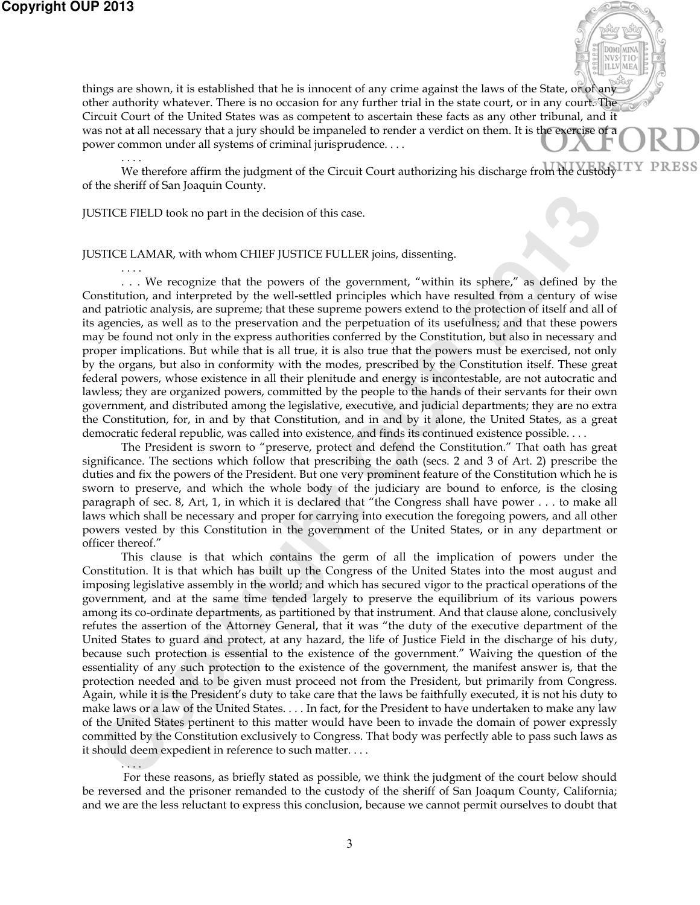things are shown, it is established that he is innocent of any crime against the laws of the State, or of any other authority whatever. There is no occasion for any further trial in the state court, or in any court. The Circuit Court of the United States was as competent to ascertain these facts as any other tribunal, and it was not at all necessary that a jury should be impaneled to render a verdict on them. It is the exercise of a power common under all systems of criminal jurisprudence. . . .

. . . .

We therefore affirm the judgment of the Circuit Court authorizing his discharge from the custody of the sheriff of San Joaquin County.

JUSTICE FIELD took no part in the decision of this case.

JUSTICE LAMAR, with whom CHIEF JUSTICE FULLER joins, dissenting.

. . . .

. . . We recognize that the powers of the government, "within its sphere," as defined by the Constitution, and interpreted by the well-settled principles which have resulted from a century of wise and patriotic analysis, are supreme; that these supreme powers extend to the protection of itself and all of its agencies, as well as to the preservation and the perpetuation of its usefulness; and that these powers may be found not only in the express authorities conferred by the Constitution, but also in necessary and proper implications. But while that is all true, it is also true that the powers must be exercised, not only by the organs, but also in conformity with the modes, prescribed by the Constitution itself. These great federal powers, whose existence in all their plenitude and energy is incontestable, are not autocratic and lawless; they are organized powers, committed by the people to the hands of their servants for their own government, and distributed among the legislative, executive, and judicial departments; they are no extra the Constitution, for, in and by that Constitution, and in and by it alone, the United States, as a great democratic federal republic, was called into existence, and finds its continued existence possible. . . .

The President is sworn to "preserve, protect and defend the Constitution." That oath has great significance. The sections which follow that prescribing the oath (secs. 2 and 3 of Art. 2) prescribe the duties and fix the powers of the President. But one very prominent feature of the Constitution which he is sworn to preserve, and which the whole body of the judiciary are bound to enforce, is the closing paragraph of sec. 8, Art, 1, in which it is declared that "the Congress shall have power . . . to make all laws which shall be necessary and proper for carrying into execution the foregoing powers, and all other powers vested by this Constitution in the government of the United States, or in any department or officer thereof."

This clause is that which contains the germ of all the implication of powers under the Constitution. It is that which has built up the Congress of the United States into the most august and imposing legislative assembly in the world; and which has secured vigor to the practical operations of the government, and at the same time tended largely to preserve the equilibrium of its various powers among its co-ordinate departments, as partitioned by that instrument. And that clause alone, conclusively refutes the assertion of the Attorney General, that it was "the duty of the executive department of the United States to guard and protect, at any hazard, the life of Justice Field in the discharge of his duty, because such protection is essential to the existence of the government." Waiving the question of the essentiality of any such protection to the existence of the government, the manifest answer is, that the protection needed and to be given must proceed not from the President, but primarily from Congress. Again, while it is the President's duty to take care that the laws be faithfully executed, it is not his duty to make laws or a law of the United States. . . . In fact, for the President to have undertaken to make any law of the United States pertinent to this matter would have been to invade the domain of power expressly committed by the Constitution exclusively to Congress. That body was perfectly able to pass such laws as it should deem expedient in reference to such matter. . . .

. . . .

For these reasons, as briefly stated as possible, we think the judgment of the court below should be reversed and the prisoner remanded to the custody of the sheriff of San Joaqum County, California; and we are the less reluctant to express this conclusion, because we cannot permit ourselves to doubt that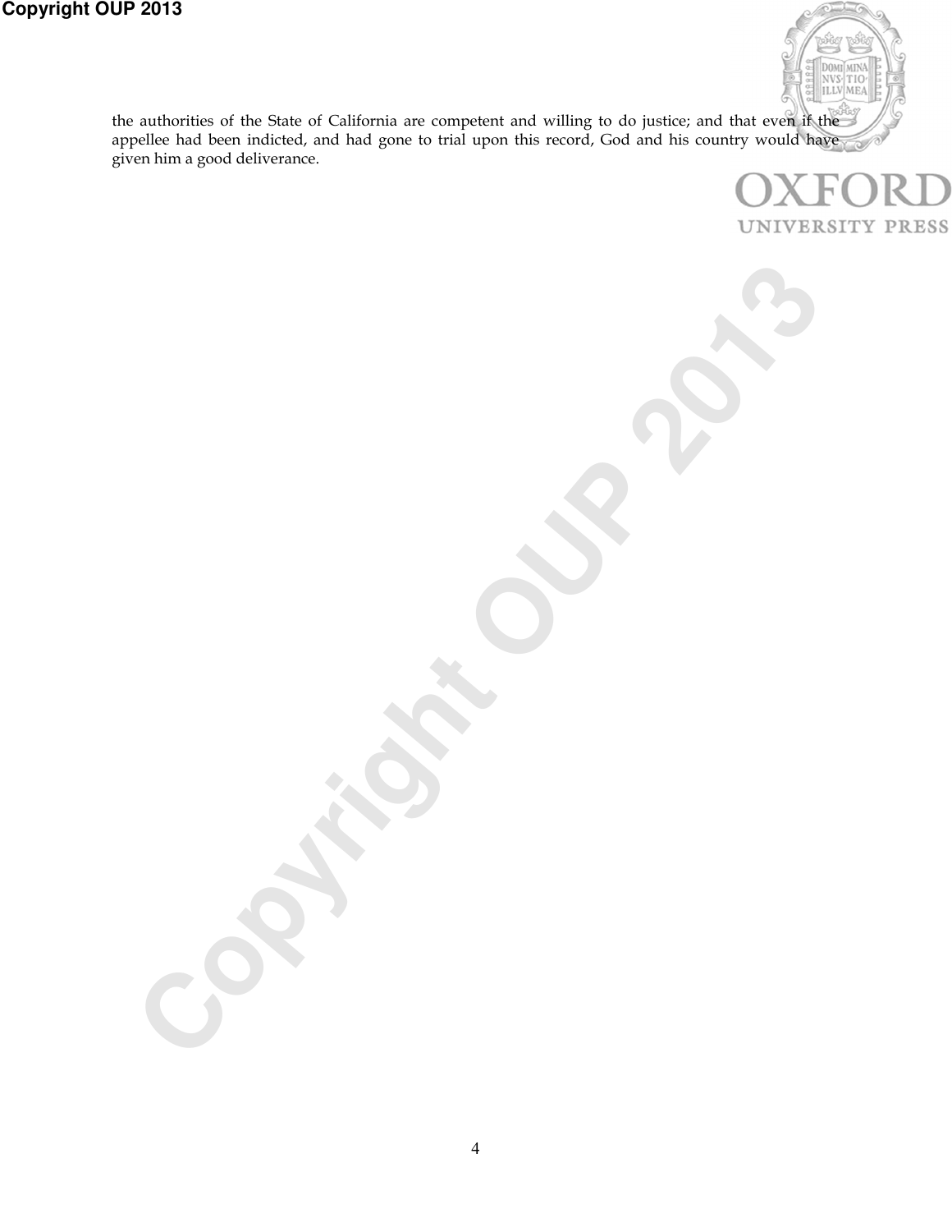the authorities of the State of California are competent and willing to do justice; and that even if the appellee had been indicted, and had gone to trial upon this record, God and his country would have given him a good deliverance.